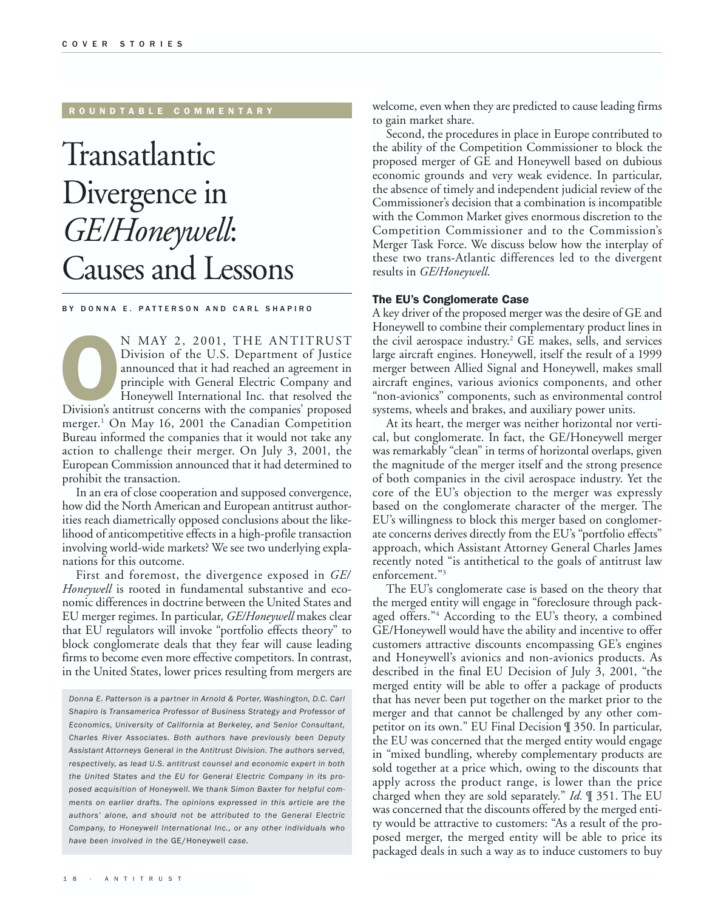ROUNDTABLE COMMENTARY

# Transatlantic Divergence in *GE/Honeywell*: Causes and Lessons

BY DONNA E. PATTERSON AND CARL SHAPIRO

ON MAY 2, 2001, THE ANTITRUST Division of the U.S. Department of Justice announced that it had reached an agreement in principle with General Electric Company and Honeywell International Inc. that resolved the Division's antitrust concerns with the companies' proposed merger.[1] On May 16, 2001 the Canadian Competition Bureau informed the companies that it would not take any action to challenge their merger. On July 3, 2001, the European Commission announced that it had determined to prohibit the transaction.

In an era of close cooperation and supposed convergence, how did the North American and European antitrust authorities reach diametrically opposed conclusions about the likelihood of anticompetitive effects in a high-profile transaction involving world-wide markets? We see two underlying explanations for this outcome.

First and foremost, the divergence exposed in *GE/Honeywell* is rooted in fundamental substantive and economic differences in doctrine between the United States and EU merger regimes. In particular, *GE/Honeywell* makes clear that EU regulators will invoke "portfolio effects theory" to block conglomerate deals that they fear will cause leading firms to become even more effective competitors. In contrast, in the United States, lower prices resulting from mergers are welcome, even when they are predicted to cause leading firms to gain market share.

Second, the procedures in place in Europe contributed to the ability of the Competition Commissioner to block the proposed merger of GE and Honeywell based on dubious economic grounds and very weak evidence. In particular, the absence of timely and independent judicial review of the Commissioner's decision that a combination is incompatible with the Common Market gives enormous discretion to the Competition Commissioner and to the Commission's Merger Task Force. We discuss below how the interplay of these two trans-Atlantic differences led to the divergent results in *GE/Honeywell*.

*Donna E. Patterson is a partner in Arnold & Porter, Washington, D.C. Carl Shapiro is Transamerica Professor of Business Strategy and Professor of Economics, University of California at Berkeley, and Senior Consultant, Charles River Associates. Both authors have previously been Deputy Assistant Attorneys General in the Antitrust Division. The authors served, respectively, as lead U.S. antitrust counsel and economic expert in both the United States and the EU for General Electric Company in its proposed acquisition of Honeywell. We thank Simon Baxter for helpful comments on earlier drafts. The opinions expressed in this article are the authors' alone, and should not be attributed to the General Electric Company, to Honeywell International Inc., or any other individuals who have been involved in the* GE/Honeywell *case.*

## The EU's Conglomerate Case

A key driver of the proposed merger was the desire of GE and Honeywell to combine their complementary product lines in the civil aerospace industry.[2] GE makes, sells, and services large aircraft engines. Honeywell, itself the result of a 1999 merger between Allied Signal and Honeywell, makes small aircraft engines, various avionics components, and other "non-avionics" components, such as environmental control systems, wheels and brakes, and auxiliary power units.

At its heart, the merger was neither horizontal nor vertical, but conglomerate. In fact, the GE/Honeywell merger was remarkably "clean" in terms of horizontal overlaps, given the magnitude of the merger itself and the strong presence of both companies in the civil aerospace industry. Yet the core of the EU's objection to the merger was expressly based on the conglomerate character of the merger. The EU's willingness to block this merger based on conglomerate concerns derives directly from the EU's "portfolio effects" approach, which Assistant Attorney General Charles James recently noted "is antithetical to the goals of antitrust law enforcement."[3]

The EU's conglomerate case is based on the theory that the merged entity will engage in "foreclosure through packaged offers."[4] According to the EU's theory, a combined GE/Honeywell would have the ability and incentive to offer customers attractive discounts encompassing GE's engines and Honeywell's avionics and non-avionics products. As described in the final EU Decision of July 3, 2001, "the merged entity will be able to offer a package of products that has never been put together on the market prior to the merger and that cannot be challenged by any other competitor on its own." EU Final Decision ¶ 350. In particular, the EU was concerned that the merged entity would engage in "mixed bundling, whereby complementary products are sold together at a price which, owing to the discounts that apply across the product range, is lower than the price charged when they are sold separately." *Id.* ¶ 351. The EU was concerned that the discounts offered by the merged entity would be attractive to customers: "As a result of the proposed merger, the merged entity will be able to price its packaged deals in such a way as to induce customers to buy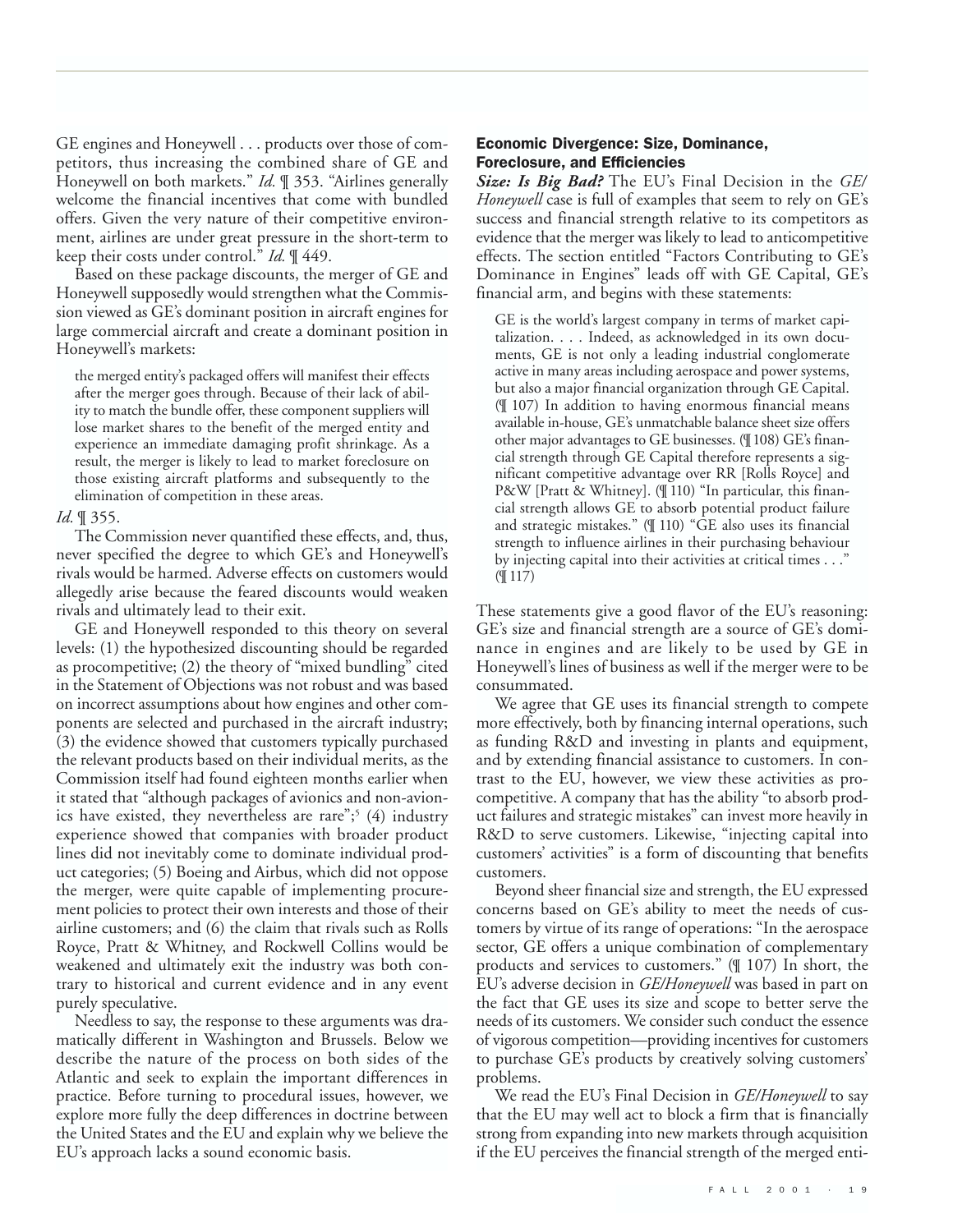GE engines and Honeywell . . . products over those of competitors, thus increasing the combined share of GE and Honeywell on both markets." *Id.* ¶ 353. "Airlines generally welcome the financial incentives that come with bundled offers. Given the very nature of their competitive environment, airlines are under great pressure in the short-term to keep their costs under control." *Id.* ¶ 449.

Based on these package discounts, the merger of GE and Honeywell supposedly would strengthen what the Commission viewed as GE's dominant position in aircraft engines for large commercial aircraft and create a dominant position in Honeywell's markets:

> the merged entity's packaged offers will manifest their effects after the merger goes through. Because of their lack of ability to match the bundle offer, these component suppliers will lose market shares to the benefit of the merged entity and experience an immediate damaging profit shrinkage. As a result, the merger is likely to lead to market foreclosure on those existing aircraft platforms and subsequently to the elimination of competition in these areas.

*Id.* ¶ 355.

The Commission never quantified these effects, and, thus, never specified the degree to which GE's and Honeywell's rivals would be harmed. Adverse effects on customers would allegedly arise because the feared discounts would weaken rivals and ultimately lead to their exit.

GE and Honeywell responded to this theory on several levels: (1) the hypothesized discounting should be regarded as procompetitive; (2) the theory of "mixed bundling" cited in the Statement of Objections was not robust and was based on incorrect assumptions about how engines and other components are selected and purchased in the aircraft industry; (3) the evidence showed that customers typically purchased the relevant products based on their individual merits, as the Commission itself had found eighteen months earlier when it stated that "although packages of avionics and non-avionics have existed, they nevertheless are rare";[5] (4) industry experience showed that companies with broader product lines did not inevitably come to dominate individual product categories; (5) Boeing and Airbus, which did not oppose the merger, were quite capable of implementing procurement policies to protect their own interests and those of their airline customers; and (6) the claim that rivals such as Rolls Royce, Pratt & Whitney, and Rockwell Collins would be weakened and ultimately exit the industry was both contrary to historical and current evidence and in any event purely speculative.

Needless to say, the response to these arguments was dramatically different in Washington and Brussels. Below we describe the nature of the process on both sides of the Atlantic and seek to explain the important differences in practice. Before turning to procedural issues, however, we explore more fully the deep differences in doctrine between the United States and the EU and explain why we believe the EU's approach lacks a sound economic basis.

## Economic Divergence: Size, Dominance, Foreclosure, and Efficiencies

***Size: Is Big Bad?*** The EU's Final Decision in the *GE/Honeywell* case is full of examples that seem to rely on GE's success and financial strength relative to its competitors as evidence that the merger was likely to lead to anticompetitive effects. The section entitled "Factors Contributing to GE's Dominance in Engines" leads off with GE Capital, GE's financial arm, and begins with these statements:

> GE is the world's largest company in terms of market capitalization. . . . Indeed, as acknowledged in its own documents, GE is not only a leading industrial conglomerate active in many areas including aerospace and power systems, but also a major financial organization through GE Capital. (¶ 107) In addition to having enormous financial means available in-house, GE's unmatchable balance sheet size offers other major advantages to GE businesses. (¶ 108) GE's financial strength through GE Capital therefore represents a significant competitive advantage over RR [Rolls Royce] and P&W [Pratt & Whitney]. (¶ 110) "In particular, this financial strength allows GE to absorb potential product failure and strategic mistakes." (¶ 110) "GE also uses its financial strength to influence airlines in their purchasing behaviour by injecting capital into their activities at critical times . . ." (¶ 117)

These statements give a good flavor of the EU's reasoning: GE's size and financial strength are a source of GE's dominance in engines and are likely to be used by GE in Honeywell's lines of business as well if the merger were to be consummated.

We agree that GE uses its financial strength to compete more effectively, both by financing internal operations, such as funding R&D and investing in plants and equipment, and by extending financial assistance to customers. In contrast to the EU, however, we view these activities as procompetitive. A company that has the ability "to absorb product failures and strategic mistakes" can invest more heavily in R&D to serve customers. Likewise, "injecting capital into customers' activities" is a form of discounting that benefits customers.

Beyond sheer financial size and strength, the EU expressed concerns based on GE's ability to meet the needs of customers by virtue of its range of operations: "In the aerospace sector, GE offers a unique combination of complementary products and services to customers." (¶ 107) In short, the EU's adverse decision in *GE/Honeywell* was based in part on the fact that GE uses its size and scope to better serve the needs of its customers. We consider such conduct the essence of vigorous competition—providing incentives for customers to purchase GE's products by creatively solving customers' problems.

We read the EU's Final Decision in *GE/Honeywell* to say that the EU may well act to block a firm that is financially strong from expanding into new markets through acquisition if the EU perceives the financial strength of the merged enti-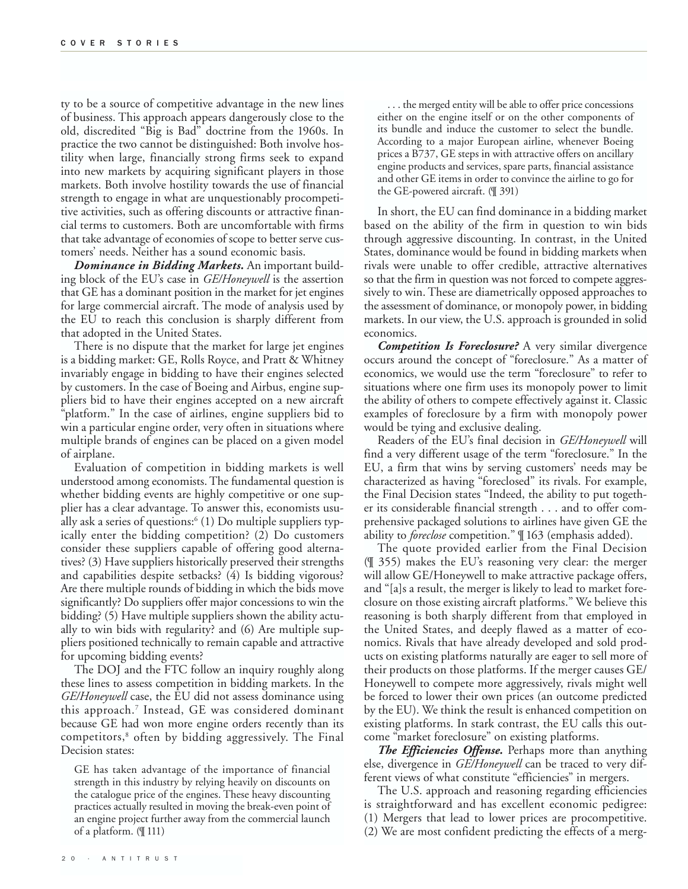ty to be a source of competitive advantage in the new lines of business. This approach appears dangerously close to the old, discredited "Big is Bad" doctrine from the 1960s. In practice the two cannot be distinguished: Both involve hostility when large, financially strong firms seek to expand into new markets by acquiring significant players in those markets. Both involve hostility towards the use of financial strength to engage in what are unquestionably procompetitive activities, such as offering discounts or attractive financial terms to customers. Both are uncomfortable with firms that take advantage of economies of scope to better serve customers' needs. Neither has a sound economic basis.

***Dominance in Bidding Markets.*** An important building block of the EU's case in *GE/Honeywell* is the assertion that GE has a dominant position in the market for jet engines for large commercial aircraft. The mode of analysis used by the EU to reach this conclusion is sharply different from that adopted in the United States.

There is no dispute that the market for large jet engines is a bidding market: GE, Rolls Royce, and Pratt & Whitney invariably engage in bidding to have their engines selected by customers. In the case of Boeing and Airbus, engine suppliers bid to have their engines accepted on a new aircraft "platform." In the case of airlines, engine suppliers bid to win a particular engine order, very often in situations where multiple brands of engines can be placed on a given model of airplane.

Evaluation of competition in bidding markets is well understood among economists. The fundamental question is whether bidding events are highly competitive or one supplier has a clear advantage. To answer this, economists usually ask a series of questions:[6] (1) Do multiple suppliers typically enter the bidding competition? (2) Do customers consider these suppliers capable of offering good alternatives? (3) Have suppliers historically preserved their strengths and capabilities despite setbacks? (4) Is bidding vigorous? Are there multiple rounds of bidding in which the bids move significantly? Do suppliers offer major concessions to win the bidding? (5) Have multiple suppliers shown the ability actually to win bids with regularity? and (6) Are multiple suppliers positioned technically to remain capable and attractive for upcoming bidding events?

The DOJ and the FTC follow an inquiry roughly along these lines to assess competition in bidding markets. In the *GE/Honeywell* case, the EU did not assess dominance using this approach.[7] Instead, GE was considered dominant because GE had won more engine orders recently than its competitors,[8] often by bidding aggressively. The Final Decision states:

> GE has taken advantage of the importance of financial strength in this industry by relying heavily on discounts on the catalogue price of the engines. These heavy discounting practices actually resulted in moving the break-even point of an engine project further away from the commercial launch of a platform. (¶ 111)

> . . . the merged entity will be able to offer price concessions either on the engine itself or on the other components of its bundle and induce the customer to select the bundle. According to a major European airline, whenever Boeing prices a B737, GE steps in with attractive offers on ancillary engine products and services, spare parts, financial assistance and other GE items in order to convince the airline to go for the GE-powered aircraft. (¶ 391)

In short, the EU can find dominance in a bidding market based on the ability of the firm in question to win bids through aggressive discounting. In contrast, in the United States, dominance would be found in bidding markets when rivals were unable to offer credible, attractive alternatives so that the firm in question was not forced to compete aggressively to win. These are diametrically opposed approaches to the assessment of dominance, or monopoly power, in bidding markets. In our view, the U.S. approach is grounded in solid economics.

***Competition Is Foreclosure?*** A very similar divergence occurs around the concept of "foreclosure." As a matter of economics, we would use the term "foreclosure" to refer to situations where one firm uses its monopoly power to limit the ability of others to compete effectively against it. Classic examples of foreclosure by a firm with monopoly power would be tying and exclusive dealing.

Readers of the EU's final decision in *GE/Honeywell* will find a very different usage of the term "foreclosure." In the EU, a firm that wins by serving customers' needs may be characterized as having "foreclosed" its rivals. For example, the Final Decision states "Indeed, the ability to put together its considerable financial strength . . . and to offer comprehensive packaged solutions to airlines have given GE the ability to *foreclose* competition." ¶ 163 (emphasis added).

The quote provided earlier from the Final Decision (¶ 355) makes the EU's reasoning very clear: the merger will allow GE/Honeywell to make attractive package offers, and "[a]s a result, the merger is likely to lead to market foreclosure on those existing aircraft platforms." We believe this reasoning is both sharply different from that employed in the United States, and deeply flawed as a matter of economics. Rivals that have already developed and sold products on existing platforms naturally are eager to sell more of their products on those platforms. If the merger causes GE/Honeywell to compete more aggressively, rivals might well be forced to lower their own prices (an outcome predicted by the EU). We think the result is enhanced competition on existing platforms. In stark contrast, the EU calls this outcome "market foreclosure" on existing platforms.

***The Efficiencies Offense.*** Perhaps more than anything else, divergence in *GE/Honeywell* can be traced to very different views of what constitute "efficiencies" in mergers.

The U.S. approach and reasoning regarding efficiencies is straightforward and has excellent economic pedigree: (1) Mergers that lead to lower prices are procompetitive. (2) We are most confident predicting the effects of a merg-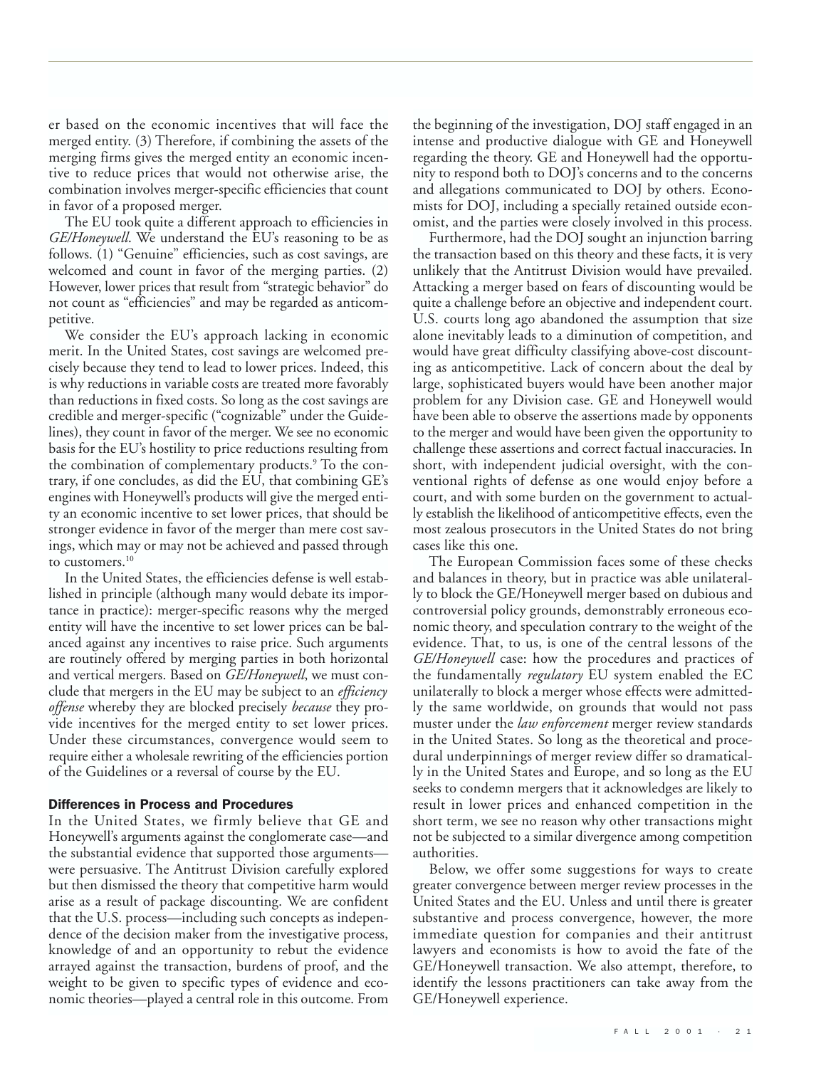er based on the economic incentives that will face the merged entity. (3) Therefore, if combining the assets of the merging firms gives the merged entity an economic incentive to reduce prices that would not otherwise arise, the combination involves merger-specific efficiencies that count in favor of a proposed merger.

The EU took quite a different approach to efficiencies in *GE/Honeywell*. We understand the EU's reasoning to be as follows. (1) "Genuine" efficiencies, such as cost savings, are welcomed and count in favor of the merging parties. (2) However, lower prices that result from "strategic behavior" do not count as "efficiencies" and may be regarded as anticompetitive.

We consider the EU's approach lacking in economic merit. In the United States, cost savings are welcomed precisely because they tend to lead to lower prices. Indeed, this is why reductions in variable costs are treated more favorably than reductions in fixed costs. So long as the cost savings are credible and merger-specific ("cognizable" under the Guidelines), they count in favor of the merger. We see no economic basis for the EU's hostility to price reductions resulting from the combination of complementary products.[9] To the contrary, if one concludes, as did the EU, that combining GE's engines with Honeywell's products will give the merged entity an economic incentive to set lower prices, that should be stronger evidence in favor of the merger than mere cost savings, which may or may not be achieved and passed through to customers.[10]

In the United States, the efficiencies defense is well established in principle (although many would debate its importance in practice): merger-specific reasons why the merged entity will have the incentive to set lower prices can be balanced against any incentives to raise price. Such arguments are routinely offered by merging parties in both horizontal and vertical mergers. Based on *GE/Honeywell*, we must conclude that mergers in the EU may be subject to an *efficiency offense* whereby they are blocked precisely *because* they provide incentives for the merged entity to set lower prices. Under these circumstances, convergence would seem to require either a wholesale rewriting of the efficiencies portion of the Guidelines or a reversal of course by the EU.

### Differences in Process and Procedures

In the United States, we firmly believe that GE and Honeywell's arguments against the conglomerate case—and the substantial evidence that supported those arguments—were persuasive. The Antitrust Division carefully explored but then dismissed the theory that competitive harm would arise as a result of package discounting. We are confident that the U.S. process—including such concepts as independence of the decision maker from the investigative process, knowledge of and an opportunity to rebut the evidence arrayed against the transaction, burdens of proof, and the weight to be given to specific types of evidence and economic theories—played a central role in this outcome. From the beginning of the investigation, DOJ staff engaged in an intense and productive dialogue with GE and Honeywell regarding the theory. GE and Honeywell had the opportunity to respond both to DOJ's concerns and to the concerns and allegations communicated to DOJ by others. Economists for DOJ, including a specially retained outside economist, and the parties were closely involved in this process.

Furthermore, had the DOJ sought an injunction barring the transaction based on this theory and these facts, it is very unlikely that the Antitrust Division would have prevailed. Attacking a merger based on fears of discounting would be quite a challenge before an objective and independent court. U.S. courts long ago abandoned the assumption that size alone inevitably leads to a diminution of competition, and would have great difficulty classifying above-cost discounting as anticompetitive. Lack of concern about the deal by large, sophisticated buyers would have been another major problem for any Division case. GE and Honeywell would have been able to observe the assertions made by opponents to the merger and would have been given the opportunity to challenge these assertions and correct factual inaccuracies. In short, with independent judicial oversight, with the conventional rights of defense as one would enjoy before a court, and with some burden on the government to actually establish the likelihood of anticompetitive effects, even the most zealous prosecutors in the United States do not bring cases like this one.

The European Commission faces some of these checks and balances in theory, but in practice was able unilaterally to block the GE/Honeywell merger based on dubious and controversial policy grounds, demonstrably erroneous economic theory, and speculation contrary to the weight of the evidence. That, to us, is one of the central lessons of the *GE/Honeywell* case: how the procedures and practices of the fundamentally *regulatory* EU system enabled the EC unilaterally to block a merger whose effects were admittedly the same worldwide, on grounds that would not pass muster under the *law enforcement* merger review standards in the United States. So long as the theoretical and procedural underpinnings of merger review differ so dramatically in the United States and Europe, and so long as the EU seeks to condemn mergers that it acknowledges are likely to result in lower prices and enhanced competition in the short term, we see no reason why other transactions might not be subjected to a similar divergence among competition authorities.

Below, we offer some suggestions for ways to create greater convergence between merger review processes in the United States and the EU. Unless and until there is greater substantive and process convergence, however, the more immediate question for companies and their antitrust lawyers and economists is how to avoid the fate of the GE/Honeywell transaction. We also attempt, therefore, to identify the lessons practitioners can take away from the GE/Honeywell experience.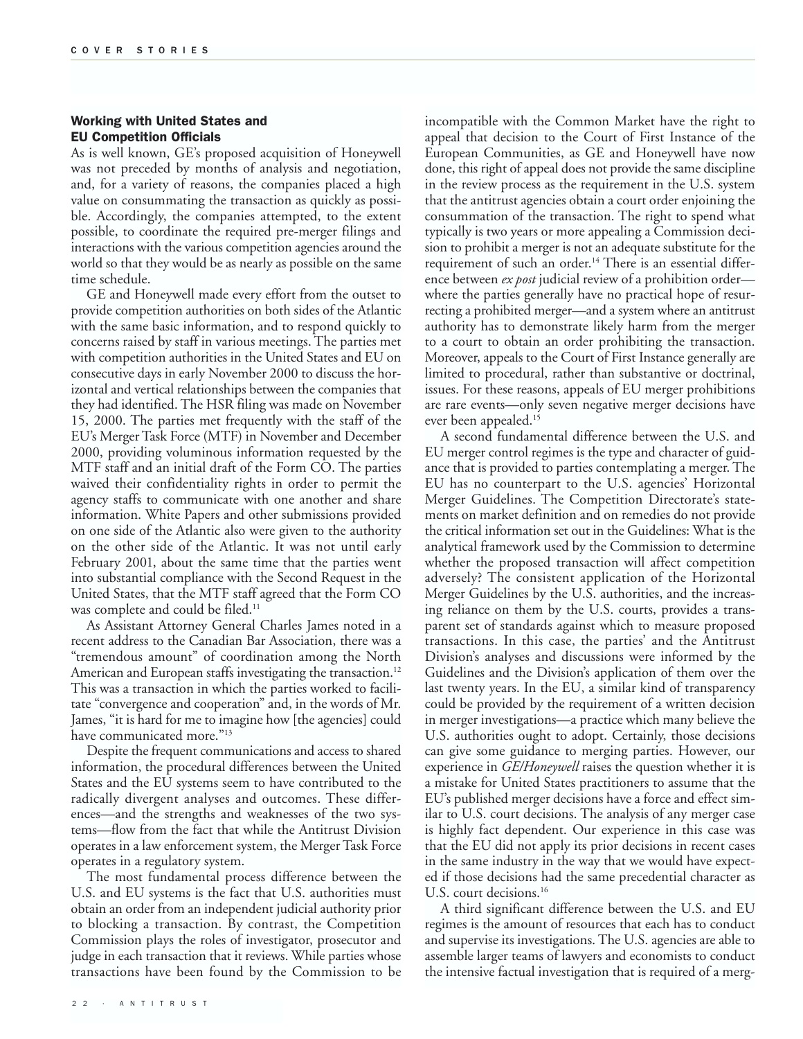### Working with United States and EU Competition Officials

As is well known, GE's proposed acquisition of Honeywell was not preceded by months of analysis and negotiation, and, for a variety of reasons, the companies placed a high value on consummating the transaction as quickly as possible. Accordingly, the companies attempted, to the extent possible, to coordinate the required pre-merger filings and interactions with the various competition agencies around the world so that they would be as nearly as possible on the same time schedule.

GE and Honeywell made every effort from the outset to provide competition authorities on both sides of the Atlantic with the same basic information, and to respond quickly to concerns raised by staff in various meetings. The parties met with competition authorities in the United States and EU on consecutive days in early November 2000 to discuss the horizontal and vertical relationships between the companies that they had identified. The HSR filing was made on November 15, 2000. The parties met frequently with the staff of the EU's Merger Task Force (MTF) in November and December 2000, providing voluminous information requested by the MTF staff and an initial draft of the Form CO. The parties waived their confidentiality rights in order to permit the agency staffs to communicate with one another and share information. White Papers and other submissions provided on one side of the Atlantic also were given to the authority on the other side of the Atlantic. It was not until early February 2001, about the same time that the parties went into substantial compliance with the Second Request in the United States, that the MTF staff agreed that the Form CO was complete and could be filed.[11]

As Assistant Attorney General Charles James noted in a recent address to the Canadian Bar Association, there was a "tremendous amount" of coordination among the North American and European staffs investigating the transaction.[12] This was a transaction in which the parties worked to facilitate "convergence and cooperation" and, in the words of Mr. James, "it is hard for me to imagine how [the agencies] could have communicated more."[13]

Despite the frequent communications and access to shared information, the procedural differences between the United States and the EU systems seem to have contributed to the radically divergent analyses and outcomes. These differences—and the strengths and weaknesses of the two systems—flow from the fact that while the Antitrust Division operates in a law enforcement system, the Merger Task Force operates in a regulatory system.

The most fundamental process difference between the U.S. and EU systems is the fact that U.S. authorities must obtain an order from an independent judicial authority prior to blocking a transaction. By contrast, the Competition Commission plays the roles of investigator, prosecutor and judge in each transaction that it reviews. While parties whose transactions have been found by the Commission to be incompatible with the Common Market have the right to appeal that decision to the Court of First Instance of the European Communities, as GE and Honeywell have now done, this right of appeal does not provide the same discipline in the review process as the requirement in the U.S. system that the antitrust agencies obtain a court order enjoining the consummation of the transaction. The right to spend what typically is two years or more appealing a Commission decision to prohibit a merger is not an adequate substitute for the requirement of such an order.[14] There is an essential difference between *ex post* judicial review of a prohibition order—where the parties generally have no practical hope of resurrecting a prohibited merger—and a system where an antitrust authority has to demonstrate likely harm from the merger to a court to obtain an order prohibiting the transaction. Moreover, appeals to the Court of First Instance generally are limited to procedural, rather than substantive or doctrinal, issues. For these reasons, appeals of EU merger prohibitions are rare events—only seven negative merger decisions have ever been appealed.[15]

A second fundamental difference between the U.S. and EU merger control regimes is the type and character of guidance that is provided to parties contemplating a merger. The EU has no counterpart to the U.S. agencies' Horizontal Merger Guidelines. The Competition Directorate's statements on market definition and on remedies do not provide the critical information set out in the Guidelines: What is the analytical framework used by the Commission to determine whether the proposed transaction will affect competition adversely? The consistent application of the Horizontal Merger Guidelines by the U.S. authorities, and the increasing reliance on them by the U.S. courts, provides a transparent set of standards against which to measure proposed transactions. In this case, the parties' and the Antitrust Division's analyses and discussions were informed by the Guidelines and the Division's application of them over the last twenty years. In the EU, a similar kind of transparency could be provided by the requirement of a written decision in merger investigations—a practice which many believe the U.S. authorities ought to adopt. Certainly, those decisions can give some guidance to merging parties. However, our experience in *GE/Honeywell* raises the question whether it is a mistake for United States practitioners to assume that the EU's published merger decisions have a force and effect similar to U.S. court decisions. The analysis of any merger case is highly fact dependent. Our experience in this case was that the EU did not apply its prior decisions in recent cases in the same industry in the way that we would have expected if those decisions had the same precedential character as U.S. court decisions.[16]

A third significant difference between the U.S. and EU regimes is the amount of resources that each has to conduct and supervise its investigations. The U.S. agencies are able to assemble larger teams of lawyers and economists to conduct the intensive factual investigation that is required of a merg-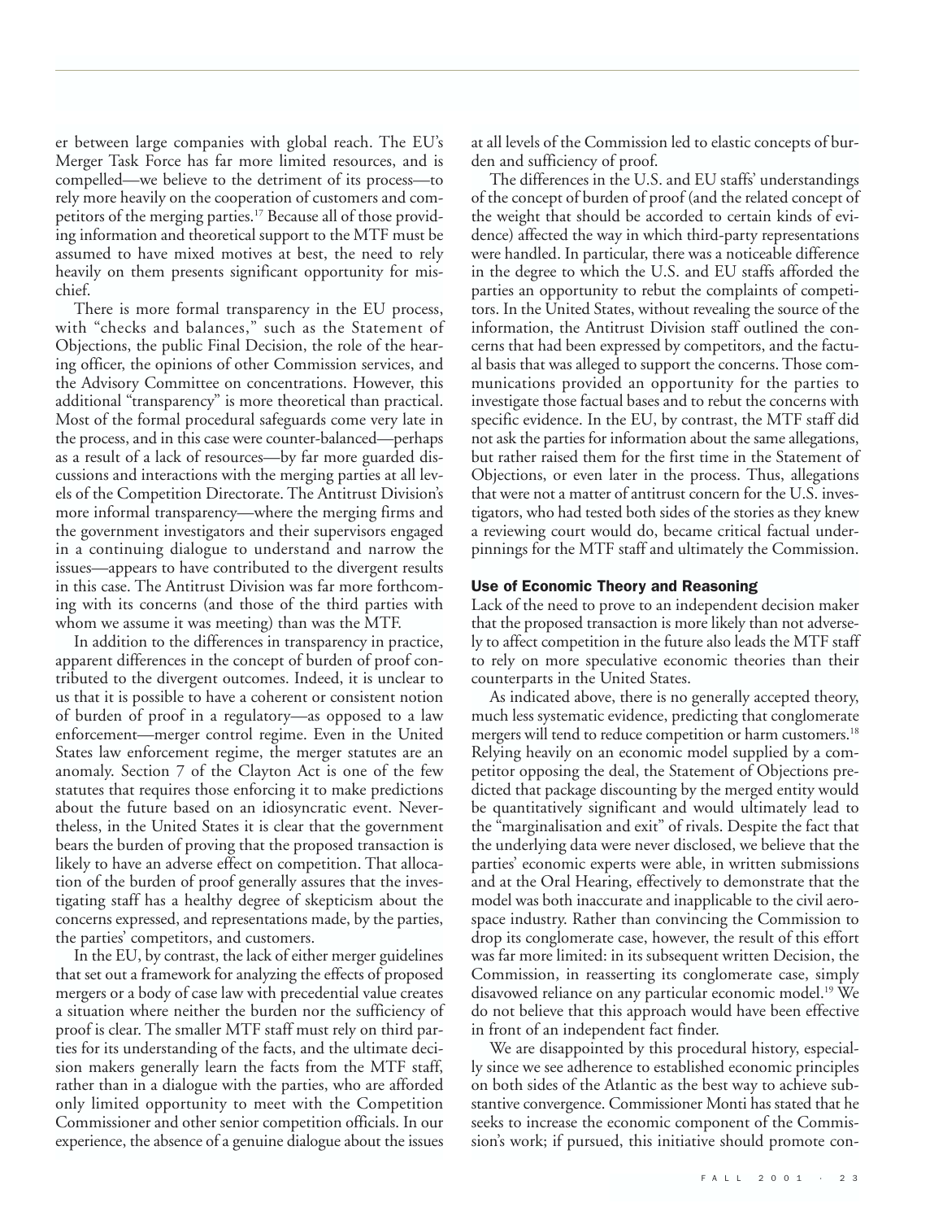er between large companies with global reach. The EU's Merger Task Force has far more limited resources, and is compelled—we believe to the detriment of its process—to rely more heavily on the cooperation of customers and competitors of the merging parties.[17] Because all of those providing information and theoretical support to the MTF must be assumed to have mixed motives at best, the need to rely heavily on them presents significant opportunity for mischief.

There is more formal transparency in the EU process, with "checks and balances," such as the Statement of Objections, the public Final Decision, the role of the hearing officer, the opinions of other Commission services, and the Advisory Committee on concentrations. However, this additional "transparency" is more theoretical than practical. Most of the formal procedural safeguards come very late in the process, and in this case were counter-balanced—perhaps as a result of a lack of resources—by far more guarded discussions and interactions with the merging parties at all levels of the Competition Directorate. The Antitrust Division's more informal transparency—where the merging firms and the government investigators and their supervisors engaged in a continuing dialogue to understand and narrow the issues—appears to have contributed to the divergent results in this case. The Antitrust Division was far more forthcoming with its concerns (and those of the third parties with whom we assume it was meeting) than was the MTF.

In addition to the differences in transparency in practice, apparent differences in the concept of burden of proof contributed to the divergent outcomes. Indeed, it is unclear to us that it is possible to have a coherent or consistent notion of burden of proof in a regulatory—as opposed to a law enforcement—merger control regime. Even in the United States law enforcement regime, the merger statutes are an anomaly. Section 7 of the Clayton Act is one of the few statutes that requires those enforcing it to make predictions about the future based on an idiosyncratic event. Nevertheless, in the United States it is clear that the government bears the burden of proving that the proposed transaction is likely to have an adverse effect on competition. That allocation of the burden of proof generally assures that the investigating staff has a healthy degree of skepticism about the concerns expressed, and representations made, by the parties, the parties' competitors, and customers.

In the EU, by contrast, the lack of either merger guidelines that set out a framework for analyzing the effects of proposed mergers or a body of case law with precedential value creates a situation where neither the burden nor the sufficiency of proof is clear. The smaller MTF staff must rely on third parties for its understanding of the facts, and the ultimate decision makers generally learn the facts from the MTF staff, rather than in a dialogue with the parties, who are afforded only limited opportunity to meet with the Competition Commissioner and other senior competition officials. In our experience, the absence of a genuine dialogue about the issues at all levels of the Commission led to elastic concepts of burden and sufficiency of proof.

The differences in the U.S. and EU staffs' understandings of the concept of burden of proof (and the related concept of the weight that should be accorded to certain kinds of evidence) affected the way in which third-party representations were handled. In particular, there was a noticeable difference in the degree to which the U.S. and EU staffs afforded the parties an opportunity to rebut the complaints of competitors. In the United States, without revealing the source of the information, the Antitrust Division staff outlined the concerns that had been expressed by competitors, and the factual basis that was alleged to support the concerns. Those communications provided an opportunity for the parties to investigate those factual bases and to rebut the concerns with specific evidence. In the EU, by contrast, the MTF staff did not ask the parties for information about the same allegations, but rather raised them for the first time in the Statement of Objections, or even later in the process. Thus, allegations that were not a matter of antitrust concern for the U.S. investigators, who had tested both sides of the stories as they knew a reviewing court would do, became critical factual underpinnings for the MTF staff and ultimately the Commission.

#### Use of Economic Theory and Reasoning

Lack of the need to prove to an independent decision maker that the proposed transaction is more likely than not adversely to affect competition in the future also leads the MTF staff to rely on more speculative economic theories than their counterparts in the United States.

As indicated above, there is no generally accepted theory, much less systematic evidence, predicting that conglomerate mergers will tend to reduce competition or harm customers.[18] Relying heavily on an economic model supplied by a competitor opposing the deal, the Statement of Objections predicted that package discounting by the merged entity would be quantitatively significant and would ultimately lead to the "marginalisation and exit" of rivals. Despite the fact that the underlying data were never disclosed, we believe that the parties' economic experts were able, in written submissions and at the Oral Hearing, effectively to demonstrate that the model was both inaccurate and inapplicable to the civil aerospace industry. Rather than convincing the Commission to drop its conglomerate case, however, the result of this effort was far more limited: in its subsequent written Decision, the Commission, in reasserting its conglomerate case, simply disavowed reliance on any particular economic model.[19] We do not believe that this approach would have been effective in front of an independent fact finder.

We are disappointed by this procedural history, especially since we see adherence to established economic principles on both sides of the Atlantic as the best way to achieve substantive convergence. Commissioner Monti has stated that he seeks to increase the economic component of the Commission's work; if pursued, this initiative should promote con-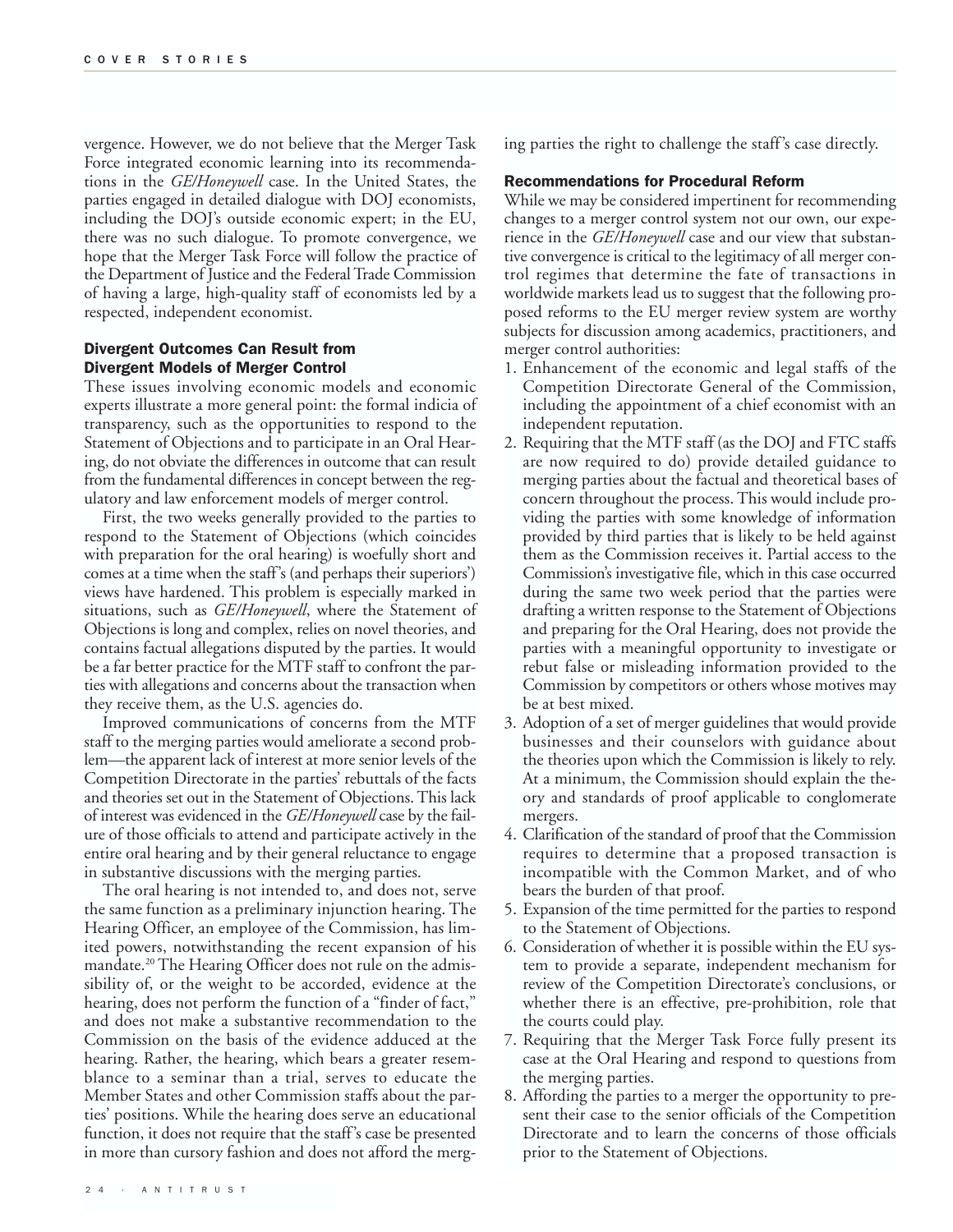vergence. However, we do not believe that the Merger Task Force integrated economic learning into its recommendations in the *GE/Honeywell* case. In the United States, the parties engaged in detailed dialogue with DOJ economists, including the DOJ's outside economic expert; in the EU, there was no such dialogue. To promote convergence, we hope that the Merger Task Force will follow the practice of the Department of Justice and the Federal Trade Commission of having a large, high-quality staff of economists led by a respected, independent economist.

### Divergent Outcomes Can Result from Divergent Models of Merger Control

These issues involving economic models and economic experts illustrate a more general point: the formal indicia of transparency, such as the opportunities to respond to the Statement of Objections and to participate in an Oral Hearing, do not obviate the differences in outcome that can result from the fundamental differences in concept between the regulatory and law enforcement models of merger control.

First, the two weeks generally provided to the parties to respond to the Statement of Objections (which coincides with preparation for the oral hearing) is woefully short and comes at a time when the staff's (and perhaps their superiors') views have hardened. This problem is especially marked in situations, such as *GE/Honeywell*, where the Statement of Objections is long and complex, relies on novel theories, and contains factual allegations disputed by the parties. It would be a far better practice for the MTF staff to confront the parties with allegations and concerns about the transaction when they receive them, as the U.S. agencies do.

Improved communications of concerns from the MTF staff to the merging parties would ameliorate a second problem—the apparent lack of interest at more senior levels of the Competition Directorate in the parties' rebuttals of the facts and theories set out in the Statement of Objections. This lack of interest was evidenced in the *GE/Honeywell* case by the failure of those officials to attend and participate actively in the entire oral hearing and by their general reluctance to engage in substantive discussions with the merging parties.

The oral hearing is not intended to, and does not, serve the same function as a preliminary injunction hearing. The Hearing Officer, an employee of the Commission, has limited powers, notwithstanding the recent expansion of his mandate.[20] The Hearing Officer does not rule on the admissibility of, or the weight to be accorded, evidence at the hearing, does not perform the function of a "finder of fact," and does not make a substantive recommendation to the Commission on the basis of the evidence adduced at the hearing. Rather, the hearing, which bears a greater resemblance to a seminar than a trial, serves to educate the Member States and other Commission staffs about the parties' positions. While the hearing does serve an educational function, it does not require that the staff's case be presented in more than cursory fashion and does not afford the merging parties the right to challenge the staff's case directly.

### Recommendations for Procedural Reform

While we may be considered impertinent for recommending changes to a merger control system not our own, our experience in the *GE/Honeywell* case and our view that substantive convergence is critical to the legitimacy of all merger control regimes that determine the fate of transactions in worldwide markets lead us to suggest that the following proposed reforms to the EU merger review system are worthy subjects for discussion among academics, practitioners, and merger control authorities:

1. Enhancement of the economic and legal staffs of the Competition Directorate General of the Commission, including the appointment of a chief economist with an independent reputation.
2. Requiring that the MTF staff (as the DOJ and FTC staffs are now required to do) provide detailed guidance to merging parties about the factual and theoretical bases of concern throughout the process. This would include providing the parties with some knowledge of information provided by third parties that is likely to be held against them as the Commission receives it. Partial access to the Commission's investigative file, which in this case occurred during the same two week period that the parties were drafting a written response to the Statement of Objections and preparing for the Oral Hearing, does not provide the parties with a meaningful opportunity to investigate or rebut false or misleading information provided to the Commission by competitors or others whose motives may be at best mixed.
3. Adoption of a set of merger guidelines that would provide businesses and their counselors with guidance about the theories upon which the Commission is likely to rely. At a minimum, the Commission should explain the theory and standards of proof applicable to conglomerate mergers.
4. Clarification of the standard of proof that the Commission requires to determine that a proposed transaction is incompatible with the Common Market, and of who bears the burden of that proof.
5. Expansion of the time permitted for the parties to respond to the Statement of Objections.
6. Consideration of whether it is possible within the EU system to provide a separate, independent mechanism for review of the Competition Directorate's conclusions, or whether there is an effective, pre-prohibition, role that the courts could play.
7. Requiring that the Merger Task Force fully present its case at the Oral Hearing and respond to questions from the merging parties.
8. Affording the parties to a merger the opportunity to present their case to the senior officials of the Competition Directorate and to learn the concerns of those officials prior to the Statement of Objections.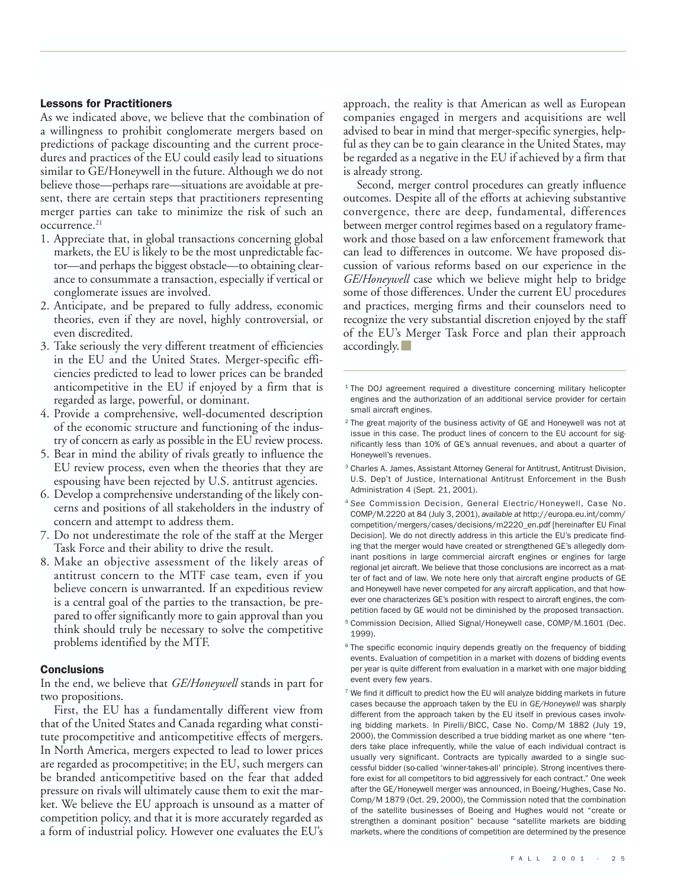### Lessons for Practitioners

As we indicated above, we believe that the combination of a willingness to prohibit conglomerate mergers based on predictions of package discounting and the current procedures and practices of the EU could easily lead to situations similar to GE/Honeywell in the future. Although we do not believe those—perhaps rare—situations are avoidable at present, there are certain steps that practitioners representing merger parties can take to minimize the risk of such an occurrence.[21]

1. Appreciate that, in global transactions concerning global markets, the EU is likely to be the most unpredictable factor—and perhaps the biggest obstacle—to obtaining clearance to consummate a transaction, especially if vertical or conglomerate issues are involved.
2. Anticipate, and be prepared to fully address, economic theories, even if they are novel, highly controversial, or even discredited.
3. Take seriously the very different treatment of efficiencies in the EU and the United States. Merger-specific efficiencies predicted to lead to lower prices can be branded anticompetitive in the EU if enjoyed by a firm that is regarded as large, powerful, or dominant.
4. Provide a comprehensive, well-documented description of the economic structure and functioning of the industry of concern as early as possible in the EU review process.
5. Bear in mind the ability of rivals greatly to influence the EU review process, even when the theories that they are espousing have been rejected by U.S. antitrust agencies.
6. Develop a comprehensive understanding of the likely concerns and positions of all stakeholders in the industry of concern and attempt to address them.
7. Do not underestimate the role of the staff at the Merger Task Force and their ability to drive the result.
8. Make an objective assessment of the likely areas of antitrust concern to the MTF case team, even if you believe concern is unwarranted. If an expeditious review is a central goal of the parties to the transaction, be prepared to offer significantly more to gain approval than you think should truly be necessary to solve the competitive problems identified by the MTF.

### Conclusions

In the end, we believe that *GE/Honeywell* stands in part for two propositions.

First, the EU has a fundamentally different view from that of the United States and Canada regarding what constitute procompetitive and anticompetitive effects of mergers. In North America, mergers expected to lead to lower prices are regarded as procompetitive; in the EU, such mergers can be branded anticompetitive based on the fear that added pressure on rivals will ultimately cause them to exit the market. We believe the EU approach is unsound as a matter of competition policy, and that it is more accurately regarded as a form of industrial policy. However one evaluates the EU's approach, the reality is that American as well as European companies engaged in mergers and acquisitions are well advised to bear in mind that merger-specific synergies, helpful as they can be to gain clearance in the United States, may be regarded as a negative in the EU if achieved by a firm that is already strong.

Second, merger control procedures can greatly influence outcomes. Despite all of the efforts at achieving substantive convergence, there are deep, fundamental, differences between merger control regimes based on a regulatory framework and those based on a law enforcement framework that can lead to differences in outcome. We have proposed discussion of various reforms based on our experience in the *GE/Honeywell* case which we believe might help to bridge some of those differences. Under the current EU procedures and practices, merging firms and their counselors need to recognize the very substantial discretion enjoyed by the staff of the EU's Merger Task Force and plan their approach accordingly. ■

---

[1] The DOJ agreement required a divestiture concerning military helicopter engines and the authorization of an additional service provider for certain small aircraft engines.

[2] The great majority of the business activity of GE and Honeywell was not at issue in this case. The product lines of concern to the EU account for significantly less than 10% of GE's annual revenues, and about a quarter of Honeywell's revenues.

[3] Charles A. James, Assistant Attorney General for Antitrust, Antitrust Division, U.S. Dep't of Justice, International Antitrust Enforcement in the Bush Administration 4 (Sept. 21, 2001).

[4] *See* Commission Decision, General Electric/Honeywell, Case No. COMP/M.2220 at 84 (July 3, 2001), *available at* http://europa.eu.int/comm/competition/mergers/cases/decisions/m2220_en.pdf [hereinafter EU Final Decision]. We do not directly address in this article the EU's predicate finding that the merger would have created or strengthened GE's allegedly dominant positions in large commercial aircraft engines or engines for large regional jet aircraft. We believe that those conclusions are incorrect as a matter of fact and of law. We note here only that aircraft engine products of GE and Honeywell have never competed for any aircraft application, and that however one characterizes GE's position with respect to aircraft engines, the competition faced by GE would not be diminished by the proposed transaction.

[5] Commission Decision, Allied Signal/Honeywell case, COMP/M.1601 (Dec. 1999).

[6] The specific economic inquiry depends greatly on the frequency of bidding events. Evaluation of competition in a market with dozens of bidding events per year is quite different from evaluation in a market with one major bidding event every few years.

[7] We find it difficult to predict how the EU will analyze bidding markets in future cases because the approach taken by the EU in *GE/Honeywell* was sharply different from the approach taken by the EU itself in previous cases involving bidding markets. In Pirelli/BICC, Case No. Comp/M 1882 (July 19, 2000), the Commission described a true bidding market as one where "tenders take place infrequently, while the value of each individual contract is usually very significant. Contracts are typically awarded to a single successful bidder (so-called 'winner-takes-all' principle). Strong incentives therefore exist for all competitors to bid aggressively for each contract." One week after the GE/Honeywell merger was announced, in Boeing/Hughes, Case No. Comp/M 1879 (Oct. 29, 2000), the Commission noted that the combination of the satellite businesses of Boeing and Hughes would not "create or strengthen a dominant position" because "satellite markets are bidding markets, where the conditions of competition are determined by the presence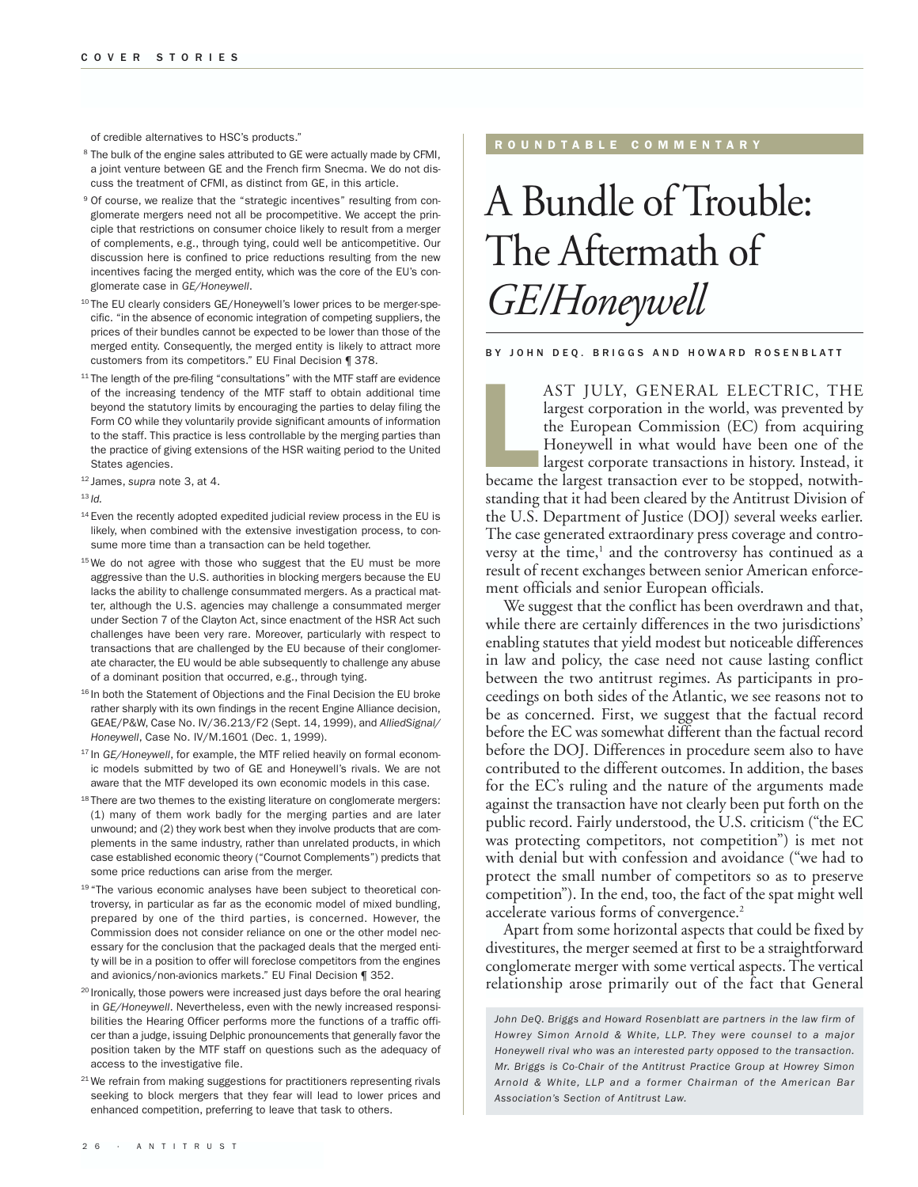of credible alternatives to HSC's products."

[8] The bulk of the engine sales attributed to GE were actually made by CFMI, a joint venture between GE and the French firm Snecma. We do not discuss the treatment of CFMI, as distinct from GE, in this article.

[9] Of course, we realize that the "strategic incentives" resulting from conglomerate mergers need not all be procompetitive. We accept the principle that restrictions on consumer choice likely to result from a merger of complements, e.g., through tying, could well be anticompetitive. Our discussion here is confined to price reductions resulting from the new incentives facing the merged entity, which was the core of the EU's conglomerate case in *GE/Honeywell*.

[10] The EU clearly considers GE/Honeywell's lower prices to be merger-specific. "in the absence of economic integration of competing suppliers, the prices of their bundles cannot be expected to be lower than those of the merged entity. Consequently, the merged entity is likely to attract more customers from its competitors." EU Final Decision ¶ 378.

[11] The length of the pre-filing "consultations" with the MTF staff are evidence of the increasing tendency of the MTF staff to obtain additional time beyond the statutory limits by encouraging the parties to delay filing the Form CO while they voluntarily provide significant amounts of information to the staff. This practice is less controllable by the merging parties than the practice of giving extensions of the HSR waiting period to the United States agencies.

[12] James, *supra* note 3, at 4.

[13] *Id.*

[14] Even the recently adopted expedited judicial review process in the EU is likely, when combined with the extensive investigation process, to consume more time than a transaction can be held together.

[15] We do not agree with those who suggest that the EU must be more aggressive than the U.S. authorities in blocking mergers because the EU lacks the ability to challenge consummated mergers. As a practical matter, although the U.S. agencies may challenge a consummated merger under Section 7 of the Clayton Act, since enactment of the HSR Act such challenges have been very rare. Moreover, particularly with respect to transactions that are challenged by the EU because of their conglomerate character, the EU would be able subsequently to challenge any abuse of a dominant position that occurred, e.g., through tying.

[16] In both the Statement of Objections and the Final Decision the EU broke rather sharply with its own findings in the recent Engine Alliance decision, GEAE/P&W, Case No. IV/36.213/F2 (Sept. 14, 1999), and *AlliedSignal/Honeywell*, Case No. IV/M.1601 (Dec. 1, 1999).

[17] In *GE/Honeywell*, for example, the MTF relied heavily on formal economic models submitted by two of GE and Honeywell's rivals. We are not aware that the MTF developed its own economic models in this case.

[18] There are two themes to the existing literature on conglomerate mergers: (1) many of them work badly for the merging parties and are later unwound; and (2) they work best when they involve products that are complements in the same industry, rather than unrelated products, in which case established economic theory ("Cournot Complements") predicts that some price reductions can arise from the merger.

[19] "The various economic analyses have been subject to theoretical controversy, in particular as far as the economic model of mixed bundling, prepared by one of the third parties, is concerned. However, the Commission does not consider reliance on one or the other model necessary for the conclusion that the packaged deals that the merged entity will be in a position to offer will foreclose competitors from the engines and avionics/non-avionics markets." EU Final Decision ¶ 352.

[20] Ironically, those powers were increased just days before the oral hearing in *GE/Honeywell*. Nevertheless, even with the newly increased responsibilities the Hearing Officer performs more the functions of a traffic officer than a judge, issuing Delphic pronouncements that generally favor the position taken by the MTF staff on questions such as the adequacy of access to the investigative file.

[21] We refrain from making suggestions for practitioners representing rivals seeking to block mergers that they fear will lead to lower prices and enhanced competition, preferring to leave that task to others.

ROUNDTABLE COMMENTARY

# A Bundle of Trouble: The Aftermath of *GE/Honeywell*

BY JOHN DEQ. BRIGGS AND HOWARD ROSENBLATT

Last July, General Electric, the largest corporation in the world, was prevented by the European Commission (EC) from acquiring Honeywell in what would have been one of the largest corporate transactions in history. Instead, it became the largest transaction ever to be stopped, notwithstanding that it had been cleared by the Antitrust Division of the U.S. Department of Justice (DOJ) several weeks earlier. The case generated extraordinary press coverage and controversy at the time,[1] and the controversy has continued as a result of recent exchanges between senior American enforcement officials and senior European officials.

We suggest that the conflict has been overdrawn and that, while there are certainly differences in the two jurisdictions' enabling statutes that yield modest but noticeable differences in law and policy, the case need not cause lasting conflict between the two antitrust regimes. As participants in proceedings on both sides of the Atlantic, we see reasons not to be as concerned. First, we suggest that the factual record before the EC was somewhat different than the factual record before the DOJ. Differences in procedure seem also to have contributed to the different outcomes. In addition, the bases for the EC's ruling and the nature of the arguments made against the transaction have not clearly been put forth on the public record. Fairly understood, the U.S. criticism ("the EC was protecting competitors, not competition") is met not with denial but with confession and avoidance ("we had to protect the small number of competitors so as to preserve competition"). In the end, too, the fact of the spat might well accelerate various forms of convergence.[2]

Apart from some horizontal aspects that could be fixed by divestitures, the merger seemed at first to be a straightforward conglomerate merger with some vertical aspects. The vertical relationship arose primarily out of the fact that General

*John DeQ. Briggs and Howard Rosenblatt are partners in the law firm of Howrey Simon Arnold & White, LLP. They were counsel to a major Honeywell rival who was an interested party opposed to the transaction. Mr. Briggs is Co-Chair of the Antitrust Practice Group at Howrey Simon Arnold & White, LLP and a former Chairman of the American Bar Association's Section of Antitrust Law.*